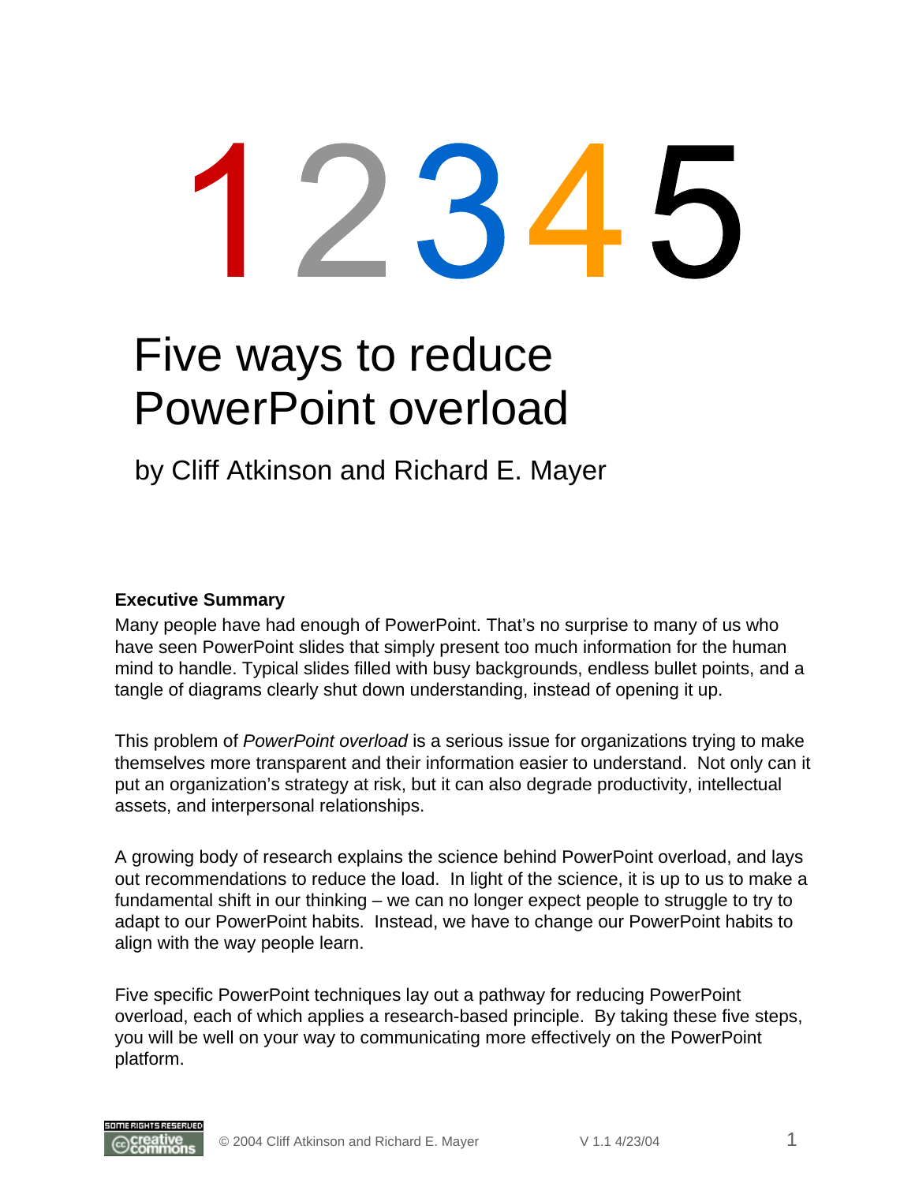12345

# Five ways to reduce PowerPoint overload

by Cliff Atkinson and Richard E. Mayer

**Executive Summary**

Many people have had enough of PowerPoint. That's no surprise to many of us who have seen PowerPoint slides that simply present too much information for the human mind to handle. Typical slides filled with busy backgrounds, endless bullet points, and a tangle of diagrams clearly shut down understanding, instead of opening it up.

This problem of *PowerPoint overload* is a serious issue for organizations trying to make themselves more transparent and their information easier to understand. Not only can it put an organization's strategy at risk, but it can also degrade productivity, intellectual assets, and interpersonal relationships.

A growing body of research explains the science behind PowerPoint overload, and lays out recommendations to reduce the load. In light of the science, it is up to us to make a fundamental shift in our thinking – we can no longer expect people to struggle to try to adapt to our PowerPoint habits. Instead, we have to change our PowerPoint habits to align with the way people learn.

Five specific PowerPoint techniques lay out a pathway for reducing PowerPoint overload, each of which applies a research-based principle. By taking these five steps, you will be well on your way to communicating more effectively on the PowerPoint platform.

SOME RIGHTS RESERVED creative commons © 2004 Cliff Atkinson and Richard E. Mayer V 1.1 4/23/04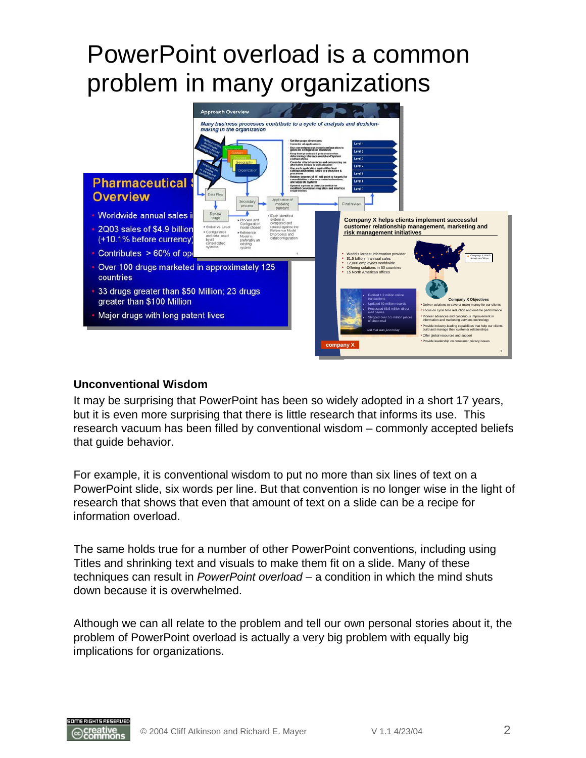# PowerPoint overload is a common problem in many organizations

### Unconventional Wisdom

It may be surprising that PowerPoint has been so widely adopted in a short 17 years, but it is even more surprising that there is little research that informs its use. This research vacuum has been filled by conventional wisdom – commonly accepted beliefs that guide behavior.

For example, it is conventional wisdom to put no more than six lines of text on a PowerPoint slide, six words per line. But that convention is no longer wise in the light of research that shows that even that amount of text on a slide can be a recipe for information overload.

The same holds true for a number of other PowerPoint conventions, including using Titles and shrinking text and visuals to make them fit on a slide. Many of these techniques can result in *PowerPoint overload* – a condition in which the mind shuts down because it is overwhelmed.

Although we can all relate to the problem and tell our own personal stories about it, the problem of PowerPoint overload is actually a very big problem with equally big implications for organizations.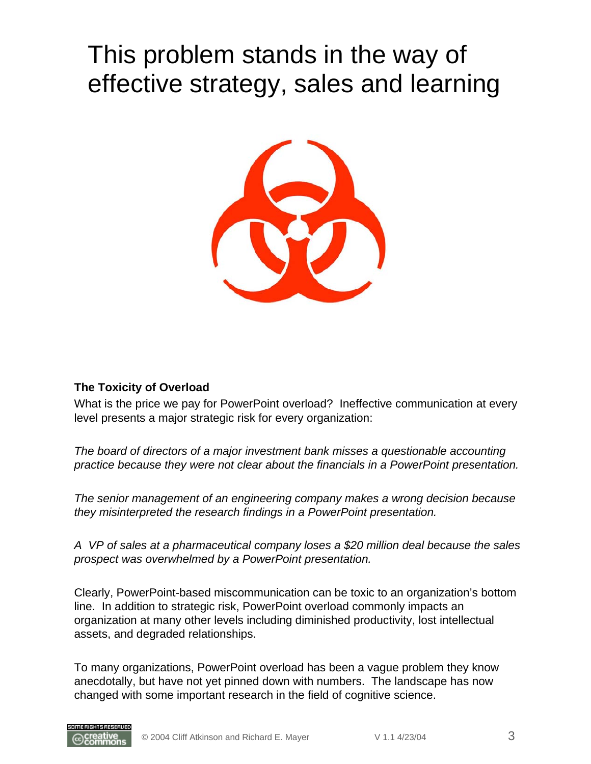# This problem stands in the way of effective strategy, sales and learning

**The Toxicity of Overload**

What is the price we pay for PowerPoint overload? Ineffective communication at every level presents a major strategic risk for every organization:

*The board of directors of a major investment bank misses a questionable accounting practice because they were not clear about the financials in a PowerPoint presentation.*

*The senior management of an engineering company makes a wrong decision because they misinterpreted the research findings in a PowerPoint presentation.*

*A VP of sales at a pharmaceutical company loses a $20 million deal because the sales prospect was overwhelmed by a PowerPoint presentation.*

Clearly, PowerPoint-based miscommunication can be toxic to an organization's bottom line. In addition to strategic risk, PowerPoint overload commonly impacts an organization at many other levels including diminished productivity, lost intellectual assets, and degraded relationships.

To many organizations, PowerPoint overload has been a vague problem they know anecdotally, but have not yet pinned down with numbers. The landscape has now changed with some important research in the field of cognitive science.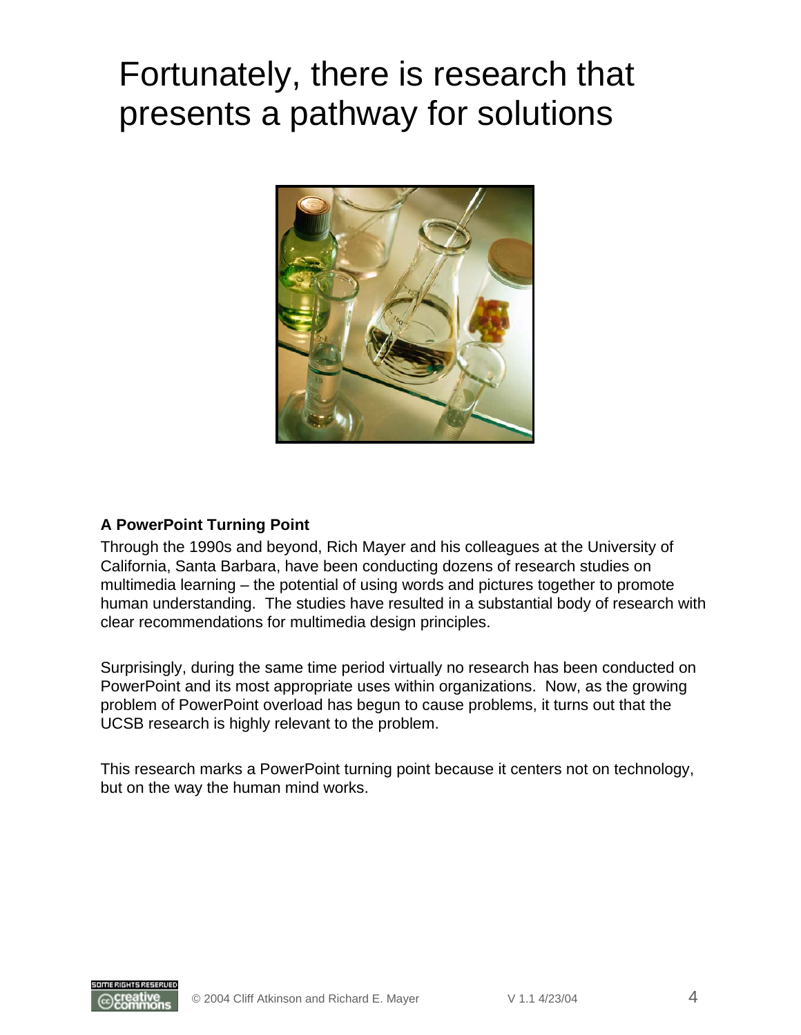# Fortunately, there is research that presents a pathway for solutions

**A PowerPoint Turning Point**

Through the 1990s and beyond, Rich Mayer and his colleagues at the University of California, Santa Barbara, have been conducting dozens of research studies on multimedia learning – the potential of using words and pictures together to promote human understanding. The studies have resulted in a substantial body of research with clear recommendations for multimedia design principles.

Surprisingly, during the same time period virtually no research has been conducted on PowerPoint and its most appropriate uses within organizations. Now, as the growing problem of PowerPoint overload has begun to cause problems, it turns out that the UCSB research is highly relevant to the problem.

This research marks a PowerPoint turning point because it centers not on technology, but on the way the human mind works.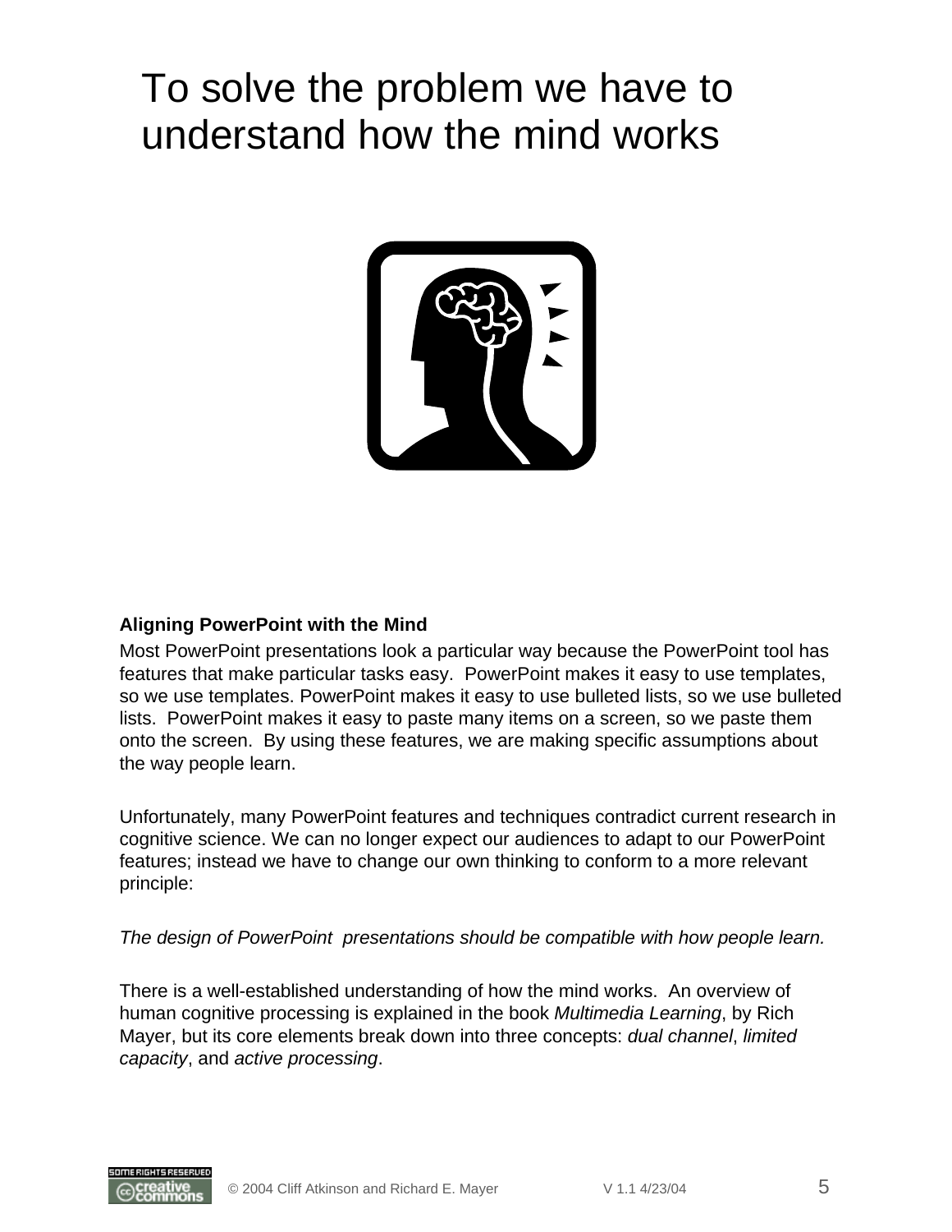# To solve the problem we have to understand how the mind works

**Aligning PowerPoint with the Mind**

Most PowerPoint presentations look a particular way because the PowerPoint tool has features that make particular tasks easy. PowerPoint makes it easy to use templates, so we use templates. PowerPoint makes it easy to use bulleted lists, so we use bulleted lists. PowerPoint makes it easy to paste many items on a screen, so we paste them onto the screen. By using these features, we are making specific assumptions about the way people learn.

Unfortunately, many PowerPoint features and techniques contradict current research in cognitive science. We can no longer expect our audiences to adapt to our PowerPoint features; instead we have to change our own thinking to conform to a more relevant principle:

*The design of PowerPoint presentations should be compatible with how people learn.*

There is a well-established understanding of how the mind works. An overview of human cognitive processing is explained in the book *Multimedia Learning*, by Rich Mayer, but its core elements break down into three concepts: *dual channel*, *limited capacity*, and *active processing*.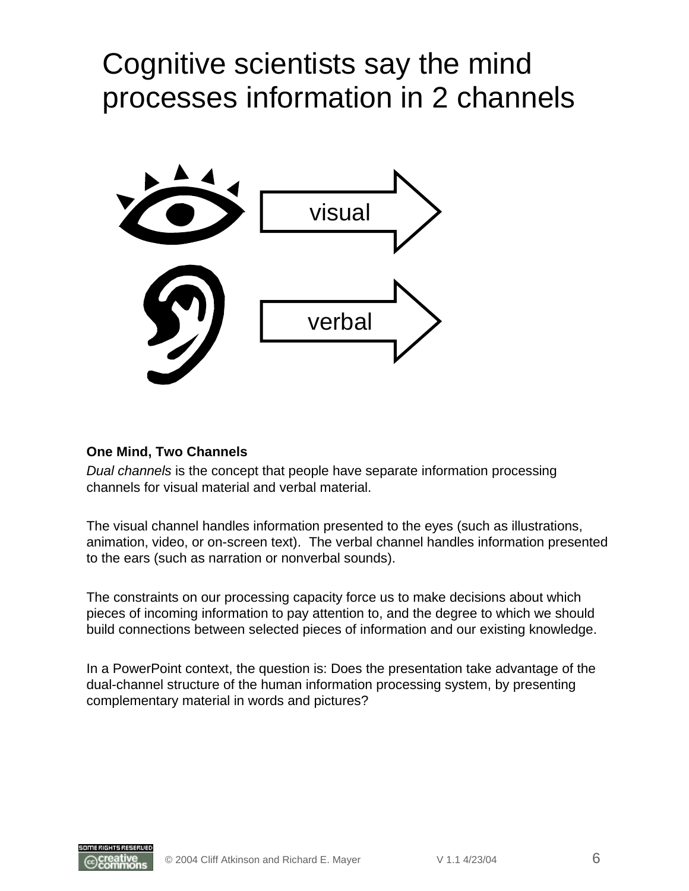# Cognitive scientists say the mind processes information in 2 channels

visual

verbal

**One Mind, Two Channels**

*Dual channels* is the concept that people have separate information processing channels for visual material and verbal material.

The visual channel handles information presented to the eyes (such as illustrations, animation, video, or on-screen text). The verbal channel handles information presented to the ears (such as narration or nonverbal sounds).

The constraints on our processing capacity force us to make decisions about which pieces of incoming information to pay attention to, and the degree to which we should build connections between selected pieces of information and our existing knowledge.

In a PowerPoint context, the question is: Does the presentation take advantage of the dual-channel structure of the human information processing system, by presenting complementary material in words and pictures?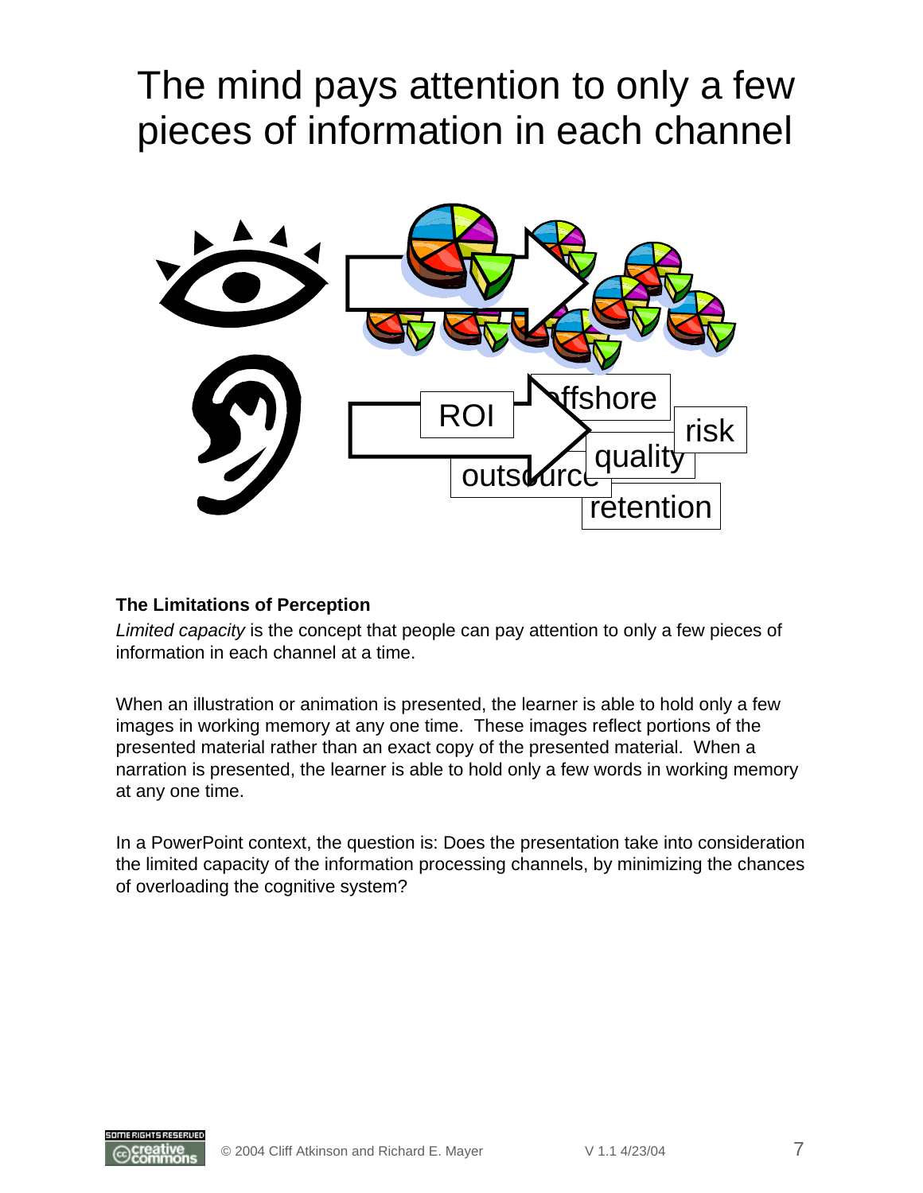# The mind pays attention to only a few pieces of information in each channel

ROI

offshore

risk

quality

outsource

retention

**The Limitations of Perception**

*Limited capacity* is the concept that people can pay attention to only a few pieces of information in each channel at a time.

When an illustration or animation is presented, the learner is able to hold only a few images in working memory at any one time. These images reflect portions of the presented material rather than an exact copy of the presented material. When a narration is presented, the learner is able to hold only a few words in working memory at any one time.

In a PowerPoint context, the question is: Does the presentation take into consideration the limited capacity of the information processing channels, by minimizing the chances of overloading the cognitive system?

© 2004 Cliff Atkinson and Richard E. Mayer V 1.1 4/23/04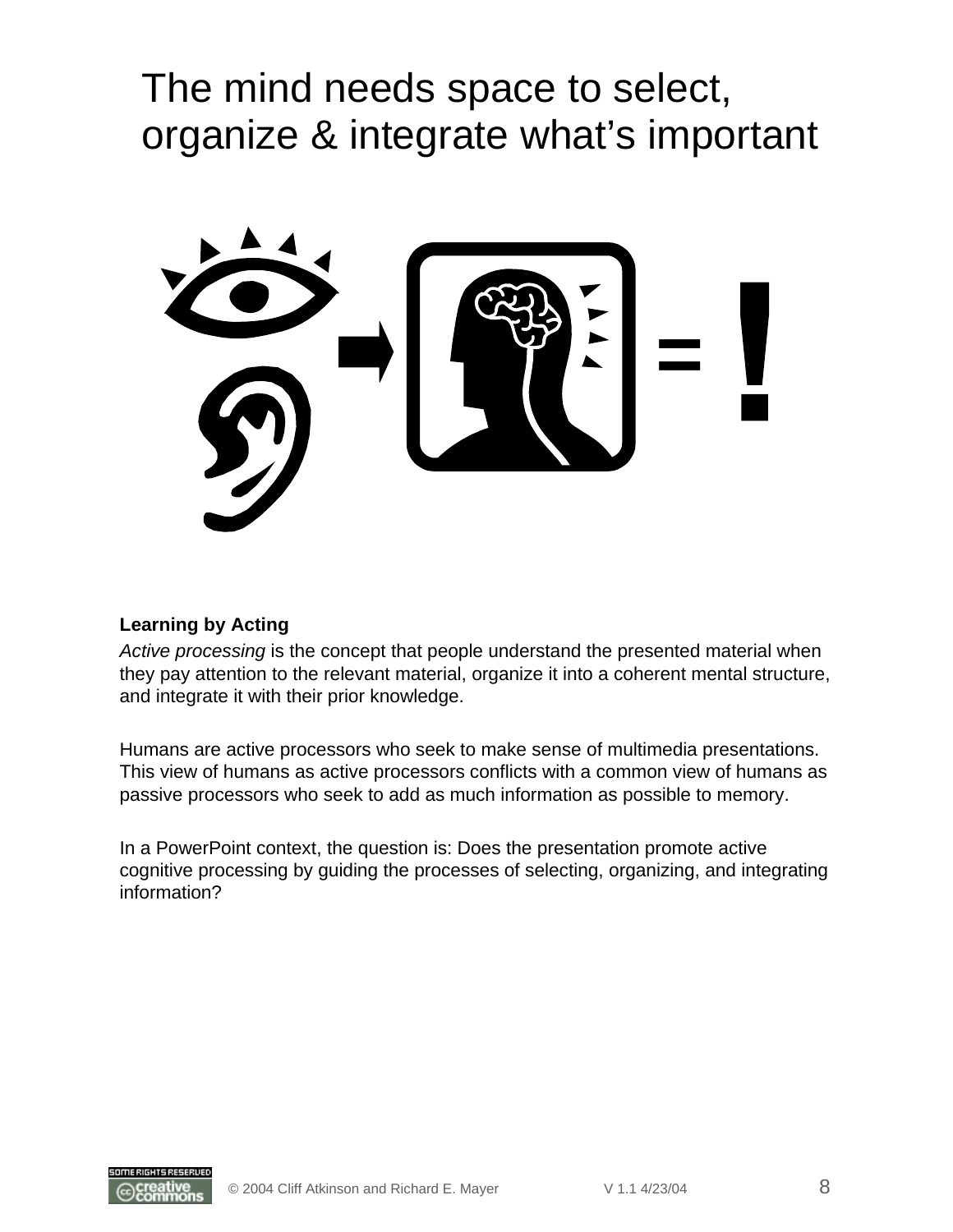# The mind needs space to select, organize & integrate what's important

**Learning by Acting**

*Active processing* is the concept that people understand the presented material when they pay attention to the relevant material, organize it into a coherent mental structure, and integrate it with their prior knowledge.

Humans are active processors who seek to make sense of multimedia presentations. This view of humans as active processors conflicts with a common view of humans as passive processors who seek to add as much information as possible to memory.

In a PowerPoint context, the question is: Does the presentation promote active cognitive processing by guiding the processes of selecting, organizing, and integrating information?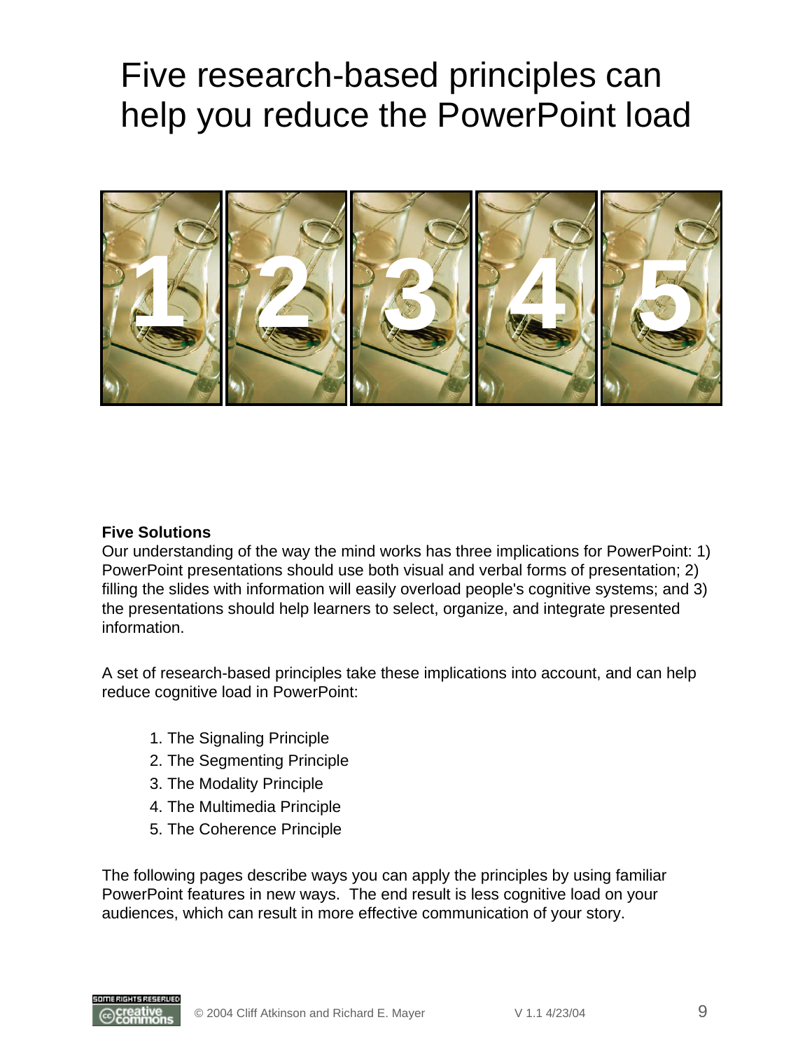# Five research-based principles can help you reduce the PowerPoint load

**Five Solutions**

Our understanding of the way the mind works has three implications for PowerPoint: 1) PowerPoint presentations should use both visual and verbal forms of presentation; 2) filling the slides with information will easily overload people's cognitive systems; and 3) the presentations should help learners to select, organize, and integrate presented information.

A set of research-based principles take these implications into account, and can help reduce cognitive load in PowerPoint:

1. The Signaling Principle
2. The Segmenting Principle
3. The Modality Principle
4. The Multimedia Principle
5. The Coherence Principle

The following pages describe ways you can apply the principles by using familiar PowerPoint features in new ways. The end result is less cognitive load on your audiences, which can result in more effective communication of your story.

© 2004 Cliff Atkinson and Richard E. Mayer V 1.1 4/23/04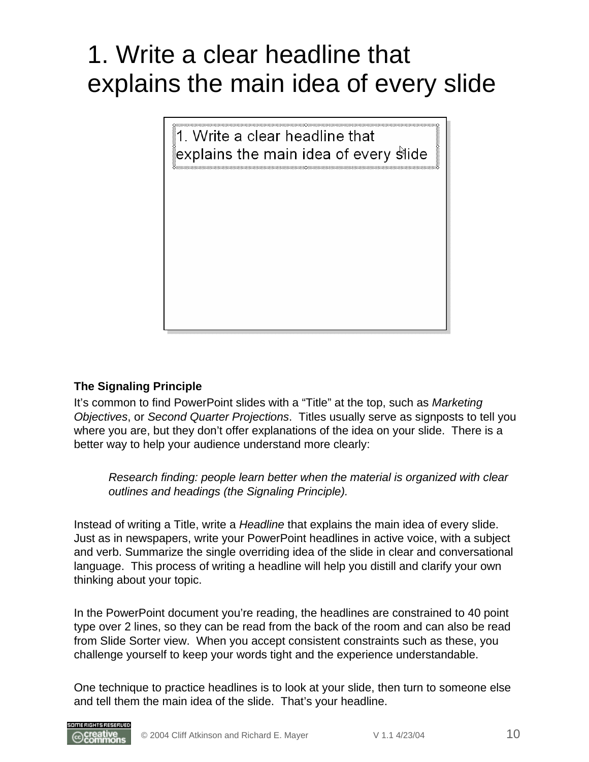# 1. Write a clear headline that explains the main idea of every slide

**The Signaling Principle**

It's common to find PowerPoint slides with a "Title" at the top, such as *Marketing Objectives*, or *Second Quarter Projections*. Titles usually serve as signposts to tell you where you are, but they don't offer explanations of the idea on your slide. There is a better way to help your audience understand more clearly:

> *Research finding: people learn better when the material is organized with clear outlines and headings (the Signaling Principle).*

Instead of writing a Title, write a *Headline* that explains the main idea of every slide. Just as in newspapers, write your PowerPoint headlines in active voice, with a subject and verb. Summarize the single overriding idea of the slide in clear and conversational language. This process of writing a headline will help you distill and clarify your own thinking about your topic.

In the PowerPoint document you're reading, the headlines are constrained to 40 point type over 2 lines, so they can be read from the back of the room and can also be read from Slide Sorter view. When you accept consistent constraints such as these, you challenge yourself to keep your words tight and the experience understandable.

One technique to practice headlines is to look at your slide, then turn to someone else and tell them the main idea of the slide. That's your headline.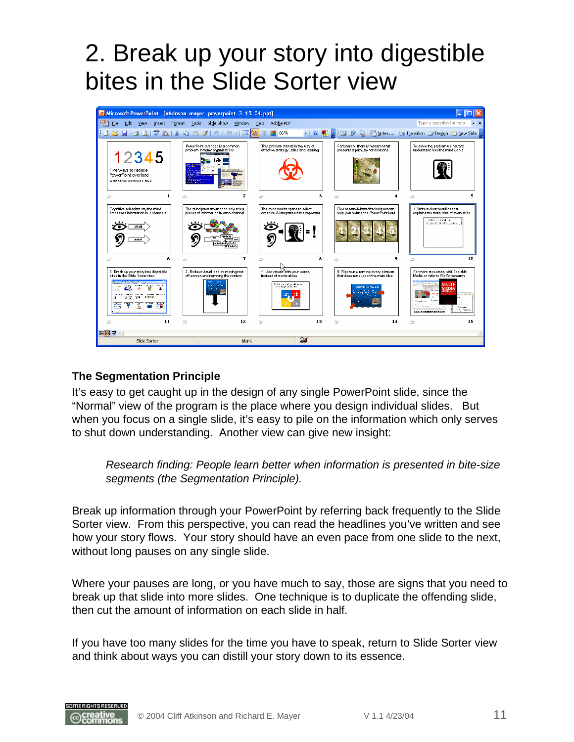# 2. Break up your story into digestible bites in the Slide Sorter view

**The Segmentation Principle**

It's easy to get caught up in the design of any single PowerPoint slide, since the "Normal" view of the program is the place where you design individual slides. But when you focus on a single slide, it's easy to pile on the information which only serves to shut down understanding. Another view can give new insight:

> *Research finding: People learn better when information is presented in bite-size segments (the Segmentation Principle).*

Break up information through your PowerPoint by referring back frequently to the Slide Sorter view. From this perspective, you can read the headlines you've written and see how your story flows. Your story should have an even pace from one slide to the next, without long pauses on any single slide.

Where your pauses are long, or you have much to say, those are signs that you need to break up that slide into more slides. One technique is to duplicate the offending slide, then cut the amount of information on each slide in half.

If you have too many slides for the time you have to speak, return to Slide Sorter view and think about ways you can distill your story down to its essence.

© 2004 Cliff Atkinson and Richard E. Mayer V 1.1 4/23/04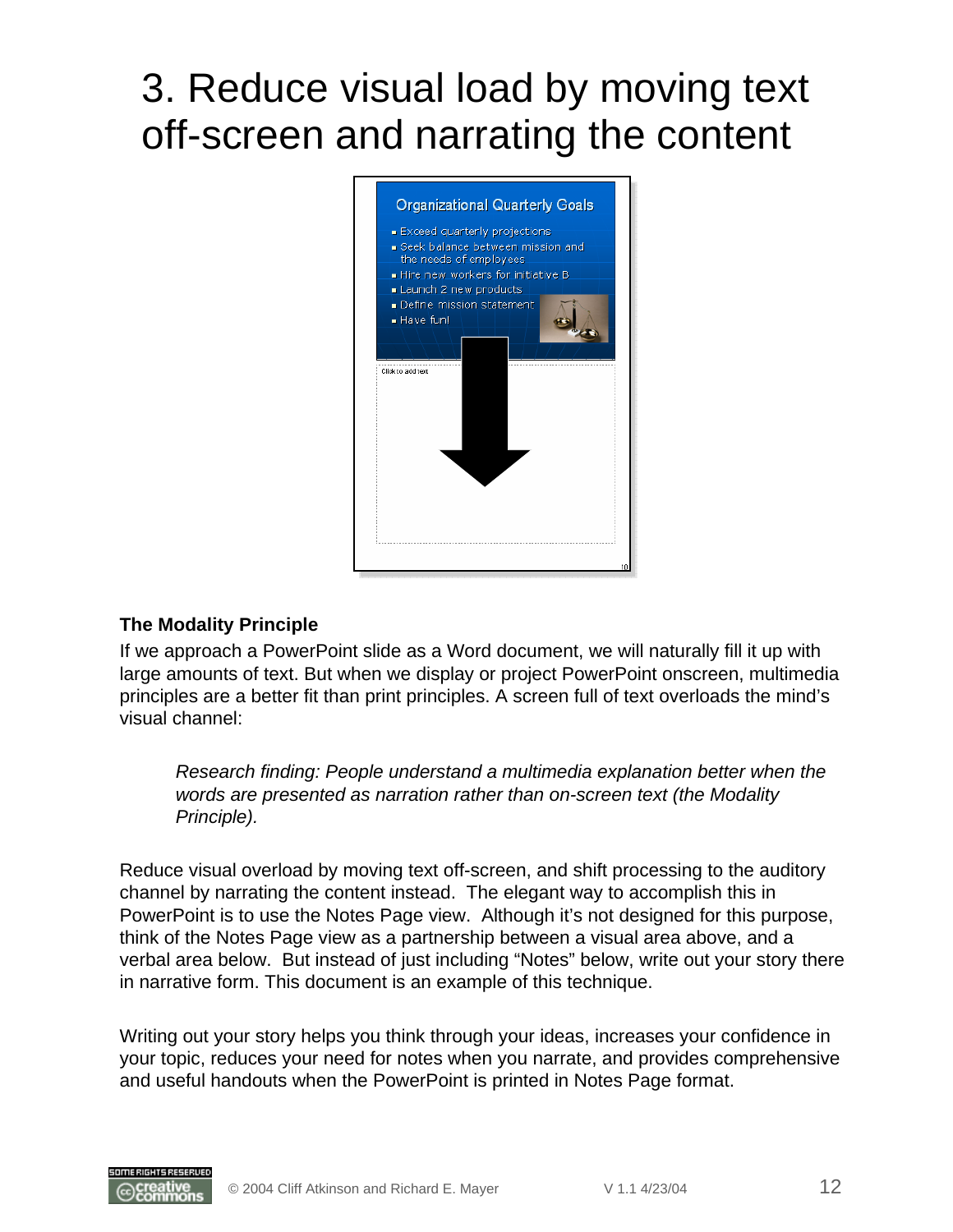# 3. Reduce visual load by moving text off-screen and narrating the content

**The Modality Principle**

If we approach a PowerPoint slide as a Word document, we will naturally fill it up with large amounts of text. But when we display or project PowerPoint onscreen, multimedia principles are a better fit than print principles. A screen full of text overloads the mind's visual channel:

> *Research finding: People understand a multimedia explanation better when the words are presented as narration rather than on-screen text (the Modality Principle).*

Reduce visual overload by moving text off-screen, and shift processing to the auditory channel by narrating the content instead. The elegant way to accomplish this in PowerPoint is to use the Notes Page view. Although it's not designed for this purpose, think of the Notes Page view as a partnership between a visual area above, and a verbal area below. But instead of just including "Notes" below, write out your story there in narrative form. This document is an example of this technique.

Writing out your story helps you think through your ideas, increases your confidence in your topic, reduces your need for notes when you narrate, and provides comprehensive and useful handouts when the PowerPoint is printed in Notes Page format.

© 2004 Cliff Atkinson and Richard E. Mayer V 1.1 4/23/04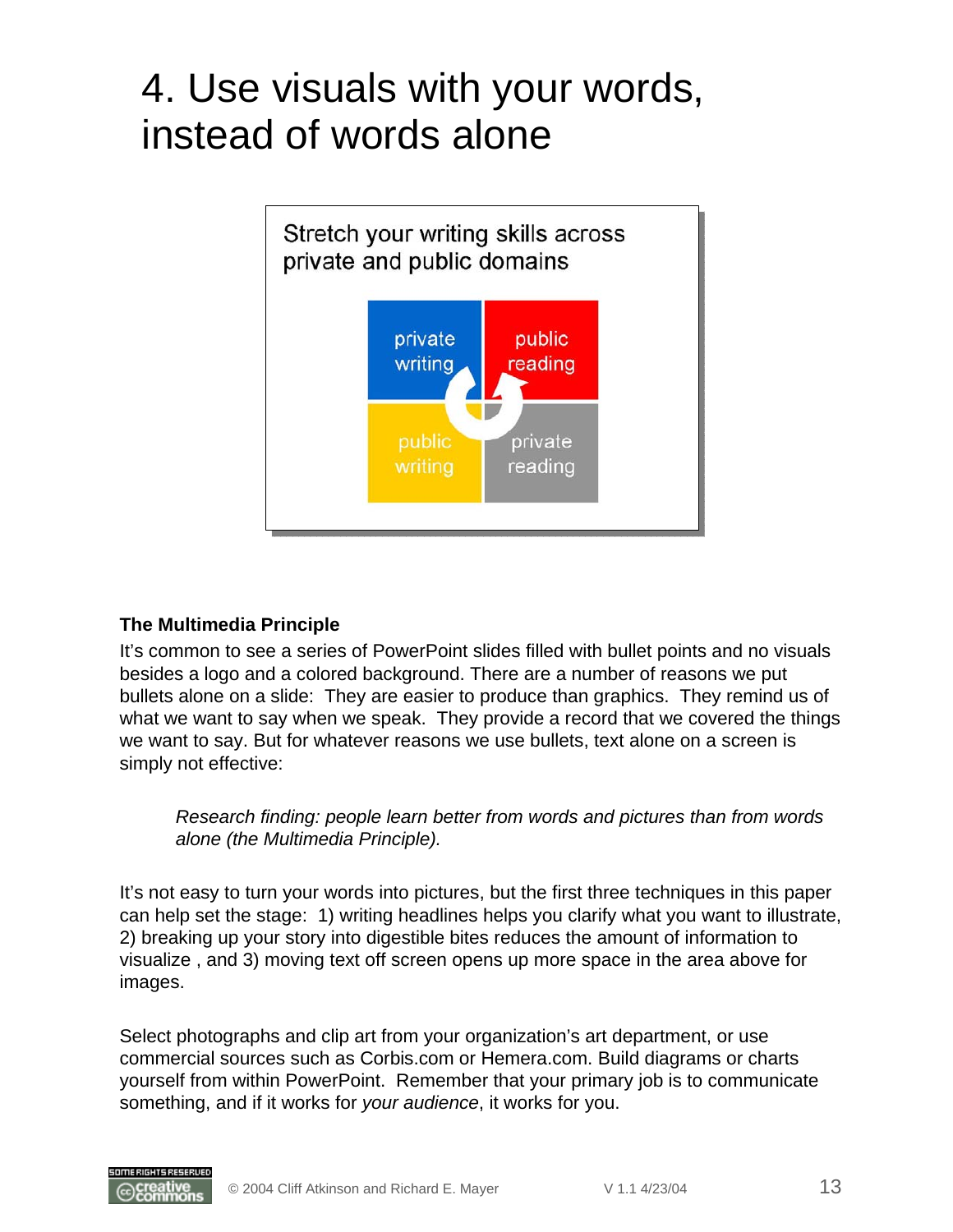# 4. Use visuals with your words, instead of words alone

Stretch your writing skills across private and public domains

| private writing | public reading |
| --- | --- |
| public writing | private reading |

**The Multimedia Principle**

It's common to see a series of PowerPoint slides filled with bullet points and no visuals besides a logo and a colored background. There are a number of reasons we put bullets alone on a slide: They are easier to produce than graphics. They remind us of what we want to say when we speak. They provide a record that we covered the things we want to say. But for whatever reasons we use bullets, text alone on a screen is simply not effective:

> *Research finding: people learn better from words and pictures than from words alone (the Multimedia Principle).*

It's not easy to turn your words into pictures, but the first three techniques in this paper can help set the stage: 1) writing headlines helps you clarify what you want to illustrate, 2) breaking up your story into digestible bites reduces the amount of information to visualize , and 3) moving text off screen opens up more space in the area above for images.

Select photographs and clip art from your organization's art department, or use commercial sources such as Corbis.com or Hemera.com. Build diagrams or charts yourself from within PowerPoint. Remember that your primary job is to communicate something, and if it works for *your audience*, it works for you.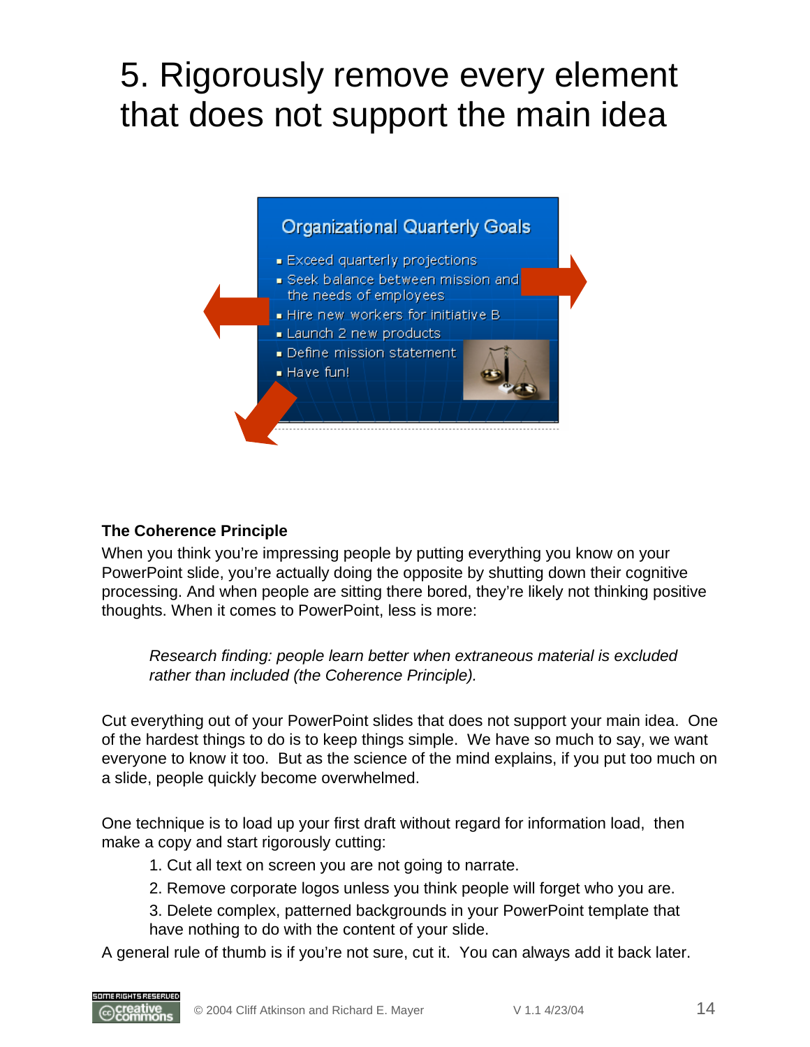# 5. Rigorously remove every element that does not support the main idea

**The Coherence Principle**

When you think you're impressing people by putting everything you know on your PowerPoint slide, you're actually doing the opposite by shutting down their cognitive processing. And when people are sitting there bored, they're likely not thinking positive thoughts. When it comes to PowerPoint, less is more:

> *Research finding: people learn better when extraneous material is excluded rather than included (the Coherence Principle).*

Cut everything out of your PowerPoint slides that does not support your main idea. One of the hardest things to do is to keep things simple. We have so much to say, we want everyone to know it too. But as the science of the mind explains, if you put too much on a slide, people quickly become overwhelmed.

One technique is to load up your first draft without regard for information load, then make a copy and start rigorously cutting:

1. Cut all text on screen you are not going to narrate.
2. Remove corporate logos unless you think people will forget who you are.
3. Delete complex, patterned backgrounds in your PowerPoint template that have nothing to do with the content of your slide.

A general rule of thumb is if you're not sure, cut it. You can always add it back later.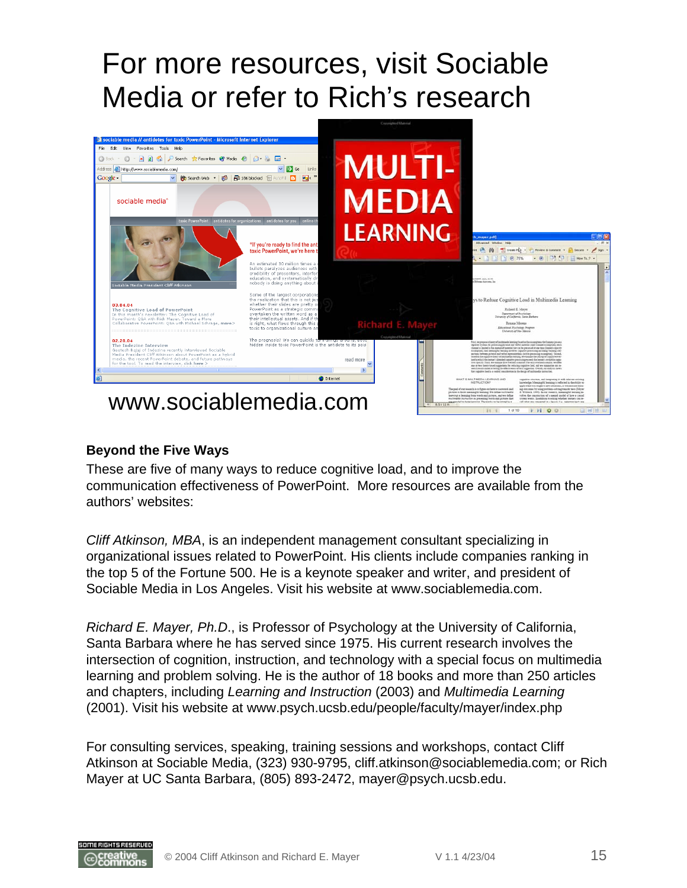# For more resources, visit Sociable Media or refer to Rich's research

www.sociablemedia.com

**Beyond the Five Ways**

These are five of many ways to reduce cognitive load, and to improve the communication effectiveness of PowerPoint. More resources are available from the authors' websites:

*Cliff Atkinson, MBA*, is an independent management consultant specializing in organizational issues related to PowerPoint. His clients include companies ranking in the top 5 of the Fortune 500. He is a keynote speaker and writer, and president of Sociable Media in Los Angeles. Visit his website at www.sociablemedia.com.

*Richard E. Mayer, Ph.D.*, is Professor of Psychology at the University of California, Santa Barbara where he has served since 1975. His current research involves the intersection of cognition, instruction, and technology with a special focus on multimedia learning and problem solving. He is the author of 18 books and more than 250 articles and chapters, including *Learning and Instruction* (2003) and *Multimedia Learning* (2001). Visit his website at www.psych.ucsb.edu/people/faculty/mayer/index.php

For consulting services, speaking, training sessions and workshops, contact Cliff Atkinson at Sociable Media, (323) 930-9795, cliff.atkinson@sociablemedia.com; or Rich Mayer at UC Santa Barbara, (805) 893-2472, mayer@psych.ucsb.edu.

© 2004 Cliff Atkinson and Richard E. Mayer V 1.1 4/23/04